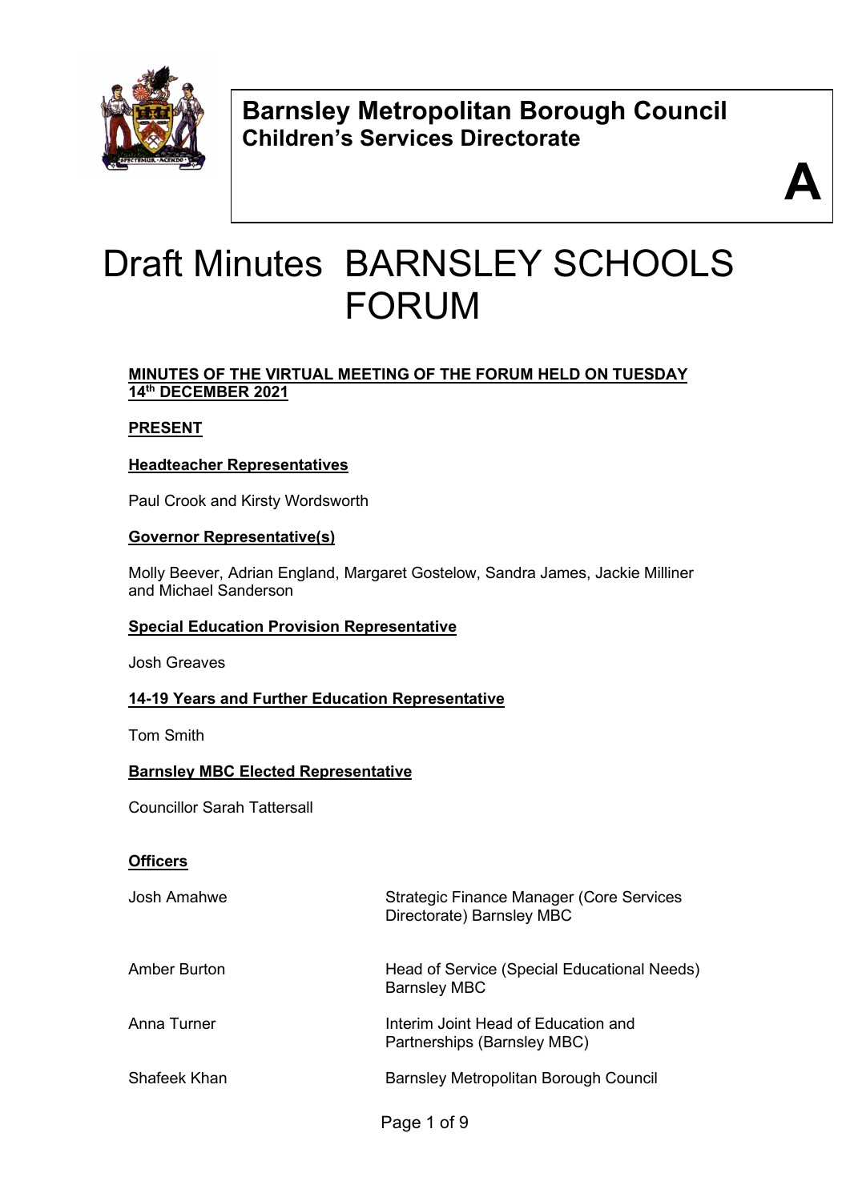**Barnsley Metropolitan Borough Council**
**Children's Services Directorate**

**A**

# Draft Minutes BARNSLEY SCHOOLS FORUM

**MINUTES OF THE VIRTUAL MEETING OF THE FORUM HELD ON TUESDAY 14th DECEMBER 2021**

**PRESENT**

**Headteacher Representatives**

Paul Crook and Kirsty Wordsworth

**Governor Representative(s)**

Molly Beever, Adrian England, Margaret Gostelow, Sandra James, Jackie Milliner and Michael Sanderson

**Special Education Provision Representative**

Josh Greaves

**14-19 Years and Further Education Representative**

Tom Smith

**Barnsley MBC Elected Representative**

Councillor Sarah Tattersall

**Officers**

| | |
|---|---|
| Josh Amahwe | Strategic Finance Manager (Core Services Directorate) Barnsley MBC |
| Amber Burton | Head of Service (Special Educational Needs) Barnsley MBC |
| Anna Turner | Interim Joint Head of Education and Partnerships (Barnsley MBC) |
| Shafeek Khan | Barnsley Metropolitan Borough Council |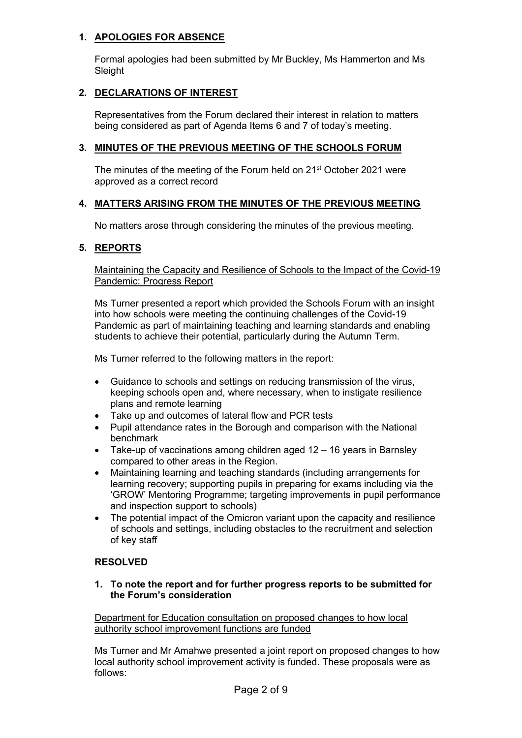## 1. APOLOGIES FOR ABSENCE

Formal apologies had been submitted by Mr Buckley, Ms Hammerton and Ms Sleight

## 2. DECLARATIONS OF INTEREST

Representatives from the Forum declared their interest in relation to matters being considered as part of Agenda Items 6 and 7 of today's meeting.

## 3. MINUTES OF THE PREVIOUS MEETING OF THE SCHOOLS FORUM

The minutes of the meeting of the Forum held on 21st October 2021 were approved as a correct record

## 4. MATTERS ARISING FROM THE MINUTES OF THE PREVIOUS MEETING

No matters arose through considering the minutes of the previous meeting.

## 5. REPORTS

Maintaining the Capacity and Resilience of Schools to the Impact of the Covid-19 Pandemic: Progress Report

Ms Turner presented a report which provided the Schools Forum with an insight into how schools were meeting the continuing challenges of the Covid-19 Pandemic as part of maintaining teaching and learning standards and enabling students to achieve their potential, particularly during the Autumn Term.

Ms Turner referred to the following matters in the report:

- Guidance to schools and settings on reducing transmission of the virus, keeping schools open and, where necessary, when to instigate resilience plans and remote learning
- Take up and outcomes of lateral flow and PCR tests
- Pupil attendance rates in the Borough and comparison with the National benchmark
- Take-up of vaccinations among children aged 12 – 16 years in Barnsley compared to other areas in the Region.
- Maintaining learning and teaching standards (including arrangements for learning recovery; supporting pupils in preparing for exams including via the 'GROW' Mentoring Programme; targeting improvements in pupil performance and inspection support to schools)
- The potential impact of the Omicron variant upon the capacity and resilience of schools and settings, including obstacles to the recruitment and selection of key staff

**RESOLVED**

1. **To note the report and for further progress reports to be submitted for the Forum's consideration**

Department for Education consultation on proposed changes to how local authority school improvement functions are funded

Ms Turner and Mr Amahwe presented a joint report on proposed changes to how local authority school improvement activity is funded. These proposals were as follows: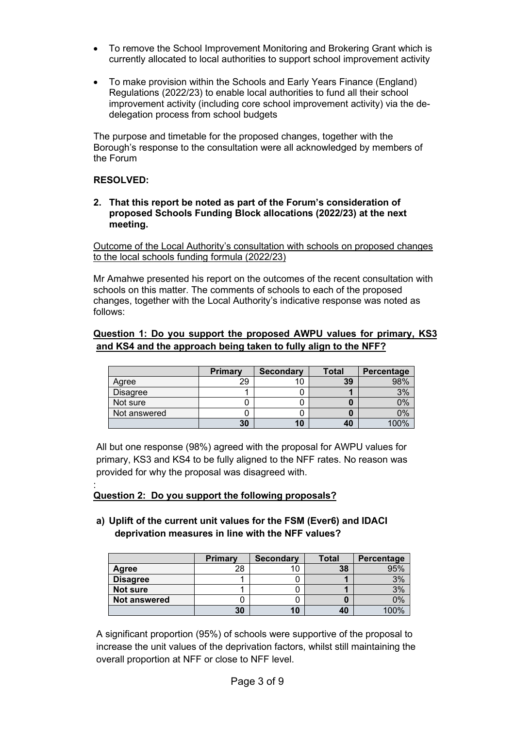- To remove the School Improvement Monitoring and Brokering Grant which is currently allocated to local authorities to support school improvement activity

- To make provision within the Schools and Early Years Finance (England) Regulations (2022/23) to enable local authorities to fund all their school improvement activity (including core school improvement activity) via the de-delegation process from school budgets

The purpose and timetable for the proposed changes, together with the Borough's response to the consultation were all acknowledged by members of the Forum

**RESOLVED:**

**2. That this report be noted as part of the Forum's consideration of proposed Schools Funding Block allocations (2022/23) at the next meeting.**

Outcome of the Local Authority's consultation with schools on proposed changes to the local schools funding formula (2022/23)

Mr Amahwe presented his report on the outcomes of the recent consultation with schools on this matter. The comments of schools to each of the proposed changes, together with the Local Authority's indicative response was noted as follows:

**Question 1: Do you support the proposed AWPU values for primary, KS3 and KS4 and the approach being taken to fully align to the NFF?**

| | **Primary** | **Secondary** | **Total** | **Percentage** |
|---|---|---|---|---|
| Agree | 29 | 10 | **39** | 98% |
| Disagree | 1 | 0 | **1** | 3% |
| Not sure | 0 | 0 | **0** | 0% |
| Not answered | 0 | 0 | **0** | 0% |
| | **30** | **10** | **40** | 100% |

All but one response (98%) agreed with the proposal for AWPU values for primary, KS3 and KS4 to be fully aligned to the NFF rates. No reason was provided for why the proposal was disagreed with.

:

**Question 2: Do you support the following proposals?**

**a) Uplift of the current unit values for the FSM (Ever6) and IDACI deprivation measures in line with the NFF values?**

| | **Primary** | **Secondary** | **Total** | **Percentage** |
|---|---|---|---|---|
| **Agree** | 28 | 10 | **38** | 95% |
| **Disagree** | 1 | 0 | **1** | 3% |
| **Not sure** | 1 | 0 | **1** | 3% |
| **Not answered** | 0 | 0 | **0** | 0% |
| | **30** | **10** | **40** | 100% |

A significant proportion (95%) of schools were supportive of the proposal to increase the unit values of the deprivation factors, whilst still maintaining the overall proportion at NFF or close to NFF level.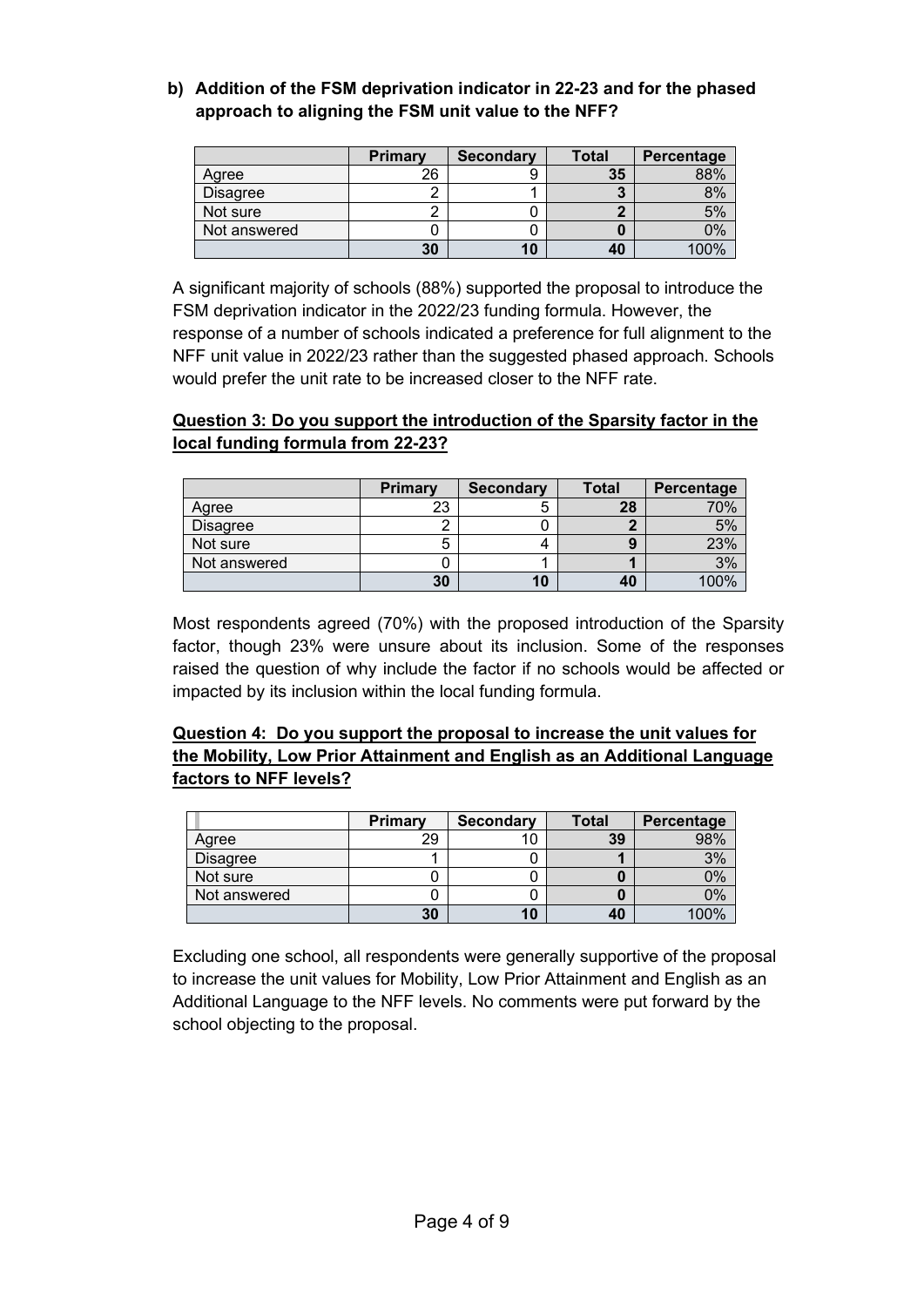**b) Addition of the FSM deprivation indicator in 22-23 and for the phased approach to aligning the FSM unit value to the NFF?**

| | Primary | Secondary | Total | Percentage |
|---|---|---|---|---|
| Agree | 26 | 9 | **35** | 88% |
| Disagree | 2 | 1 | **3** | 8% |
| Not sure | 2 | 0 | **2** | 5% |
| Not answered | 0 | 0 | **0** | 0% |
| | **30** | **10** | **40** | 100% |

A significant majority of schools (88%) supported the proposal to introduce the FSM deprivation indicator in the 2022/23 funding formula. However, the response of a number of schools indicated a preference for full alignment to the NFF unit value in 2022/23 rather than the suggested phased approach. Schools would prefer the unit rate to be increased closer to the NFF rate.

**Question 3: Do you support the introduction of the Sparsity factor in the local funding formula from 22-23?**

| | Primary | Secondary | Total | Percentage |
|---|---|---|---|---|
| Agree | 23 | 5 | **28** | 70% |
| Disagree | 2 | 0 | **2** | 5% |
| Not sure | 5 | 4 | **9** | 23% |
| Not answered | 0 | 1 | **1** | 3% |
| | **30** | **10** | **40** | 100% |

Most respondents agreed (70%) with the proposed introduction of the Sparsity factor, though 23% were unsure about its inclusion. Some of the responses raised the question of why include the factor if no schools would be affected or impacted by its inclusion within the local funding formula.

**Question 4: Do you support the proposal to increase the unit values for the Mobility, Low Prior Attainment and English as an Additional Language factors to NFF levels?**

| | Primary | Secondary | Total | Percentage |
|---|---|---|---|---|
| Agree | 29 | 10 | **39** | 98% |
| Disagree | 1 | 0 | **1** | 3% |
| Not sure | 0 | 0 | **0** | 0% |
| Not answered | 0 | 0 | **0** | 0% |
| | **30** | **10** | **40** | 100% |

Excluding one school, all respondents were generally supportive of the proposal to increase the unit values for Mobility, Low Prior Attainment and English as an Additional Language to the NFF levels. No comments were put forward by the school objecting to the proposal.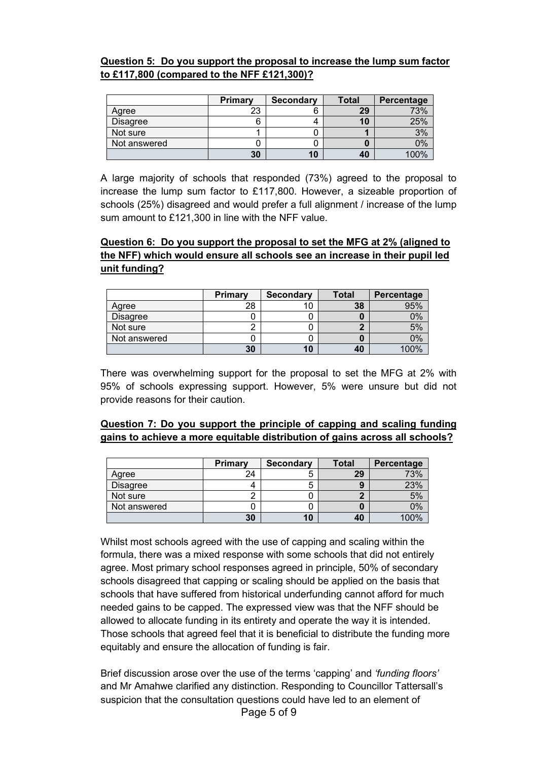**Question 5: Do you support the proposal to increase the lump sum factor to £117,800 (compared to the NFF £121,300)?**

| | Primary | Secondary | Total | Percentage |
|---|---|---|---|---|
| Agree | 23 | 6 | **29** | 73% |
| Disagree | 6 | 4 | **10** | 25% |
| Not sure | 1 | 0 | **1** | 3% |
| Not answered | 0 | 0 | **0** | 0% |
| | **30** | **10** | **40** | 100% |

A large majority of schools that responded (73%) agreed to the proposal to increase the lump sum factor to £117,800. However, a sizeable proportion of schools (25%) disagreed and would prefer a full alignment / increase of the lump sum amount to £121,300 in line with the NFF value.

**Question 6: Do you support the proposal to set the MFG at 2% (aligned to the NFF) which would ensure all schools see an increase in their pupil led unit funding?**

| | Primary | Secondary | Total | Percentage |
|---|---|---|---|---|
| Agree | 28 | 10 | **38** | 95% |
| Disagree | 0 | 0 | **0** | 0% |
| Not sure | 2 | 0 | **2** | 5% |
| Not answered | 0 | 0 | **0** | 0% |
| | **30** | **10** | **40** | 100% |

There was overwhelming support for the proposal to set the MFG at 2% with 95% of schools expressing support. However, 5% were unsure but did not provide reasons for their caution.

**Question 7: Do you support the principle of capping and scaling funding gains to achieve a more equitable distribution of gains across all schools?**

| | Primary | Secondary | Total | Percentage |
|---|---|---|---|---|
| Agree | 24 | 5 | **29** | 73% |
| Disagree | 4 | 5 | **9** | 23% |
| Not sure | 2 | 0 | **2** | 5% |
| Not answered | 0 | 0 | **0** | 0% |
| | **30** | **10** | **40** | 100% |

Whilst most schools agreed with the use of capping and scaling within the formula, there was a mixed response with some schools that did not entirely agree. Most primary school responses agreed in principle, 50% of secondary schools disagreed that capping or scaling should be applied on the basis that schools that have suffered from historical underfunding cannot afford for much needed gains to be capped. The expressed view was that the NFF should be allowed to allocate funding in its entirety and operate the way it is intended. Those schools that agreed feel that it is beneficial to distribute the funding more equitably and ensure the allocation of funding is fair.

Brief discussion arose over the use of the terms 'capping' and *'funding floors'* and Mr Amahwe clarified any distinction. Responding to Councillor Tattersall's suspicion that the consultation questions could have led to an element of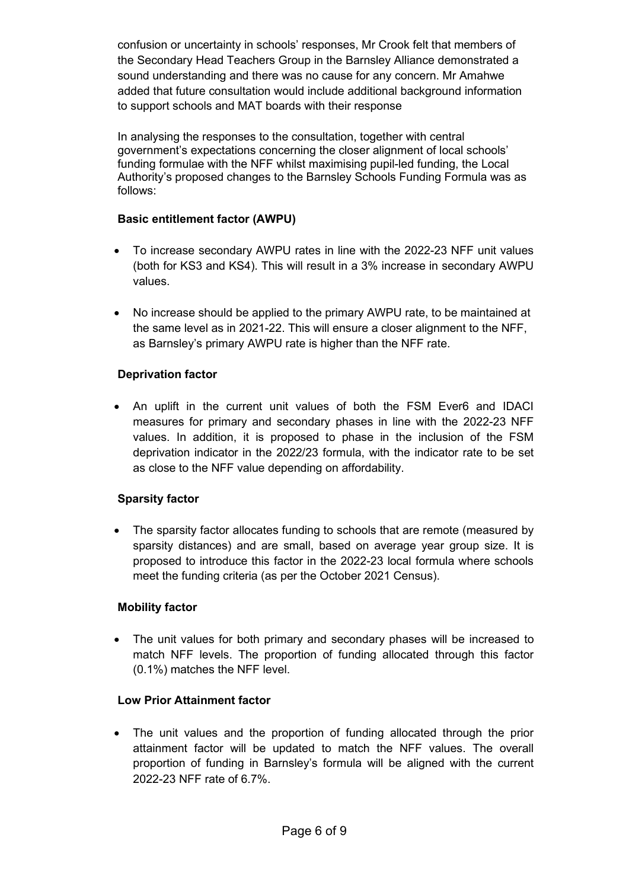confusion or uncertainty in schools' responses, Mr Crook felt that members of the Secondary Head Teachers Group in the Barnsley Alliance demonstrated a sound understanding and there was no cause for any concern. Mr Amahwe added that future consultation would include additional background information to support schools and MAT boards with their response

In analysing the responses to the consultation, together with central government's expectations concerning the closer alignment of local schools' funding formulae with the NFF whilst maximising pupil-led funding, the Local Authority's proposed changes to the Barnsley Schools Funding Formula was as follows:

**Basic entitlement factor (AWPU)**

- To increase secondary AWPU rates in line with the 2022-23 NFF unit values (both for KS3 and KS4). This will result in a 3% increase in secondary AWPU values.
- No increase should be applied to the primary AWPU rate, to be maintained at the same level as in 2021-22. This will ensure a closer alignment to the NFF, as Barnsley's primary AWPU rate is higher than the NFF rate.

**Deprivation factor**

- An uplift in the current unit values of both the FSM Ever6 and IDACI measures for primary and secondary phases in line with the 2022-23 NFF values. In addition, it is proposed to phase in the inclusion of the FSM deprivation indicator in the 2022/23 formula, with the indicator rate to be set as close to the NFF value depending on affordability.

**Sparsity factor**

- The sparsity factor allocates funding to schools that are remote (measured by sparsity distances) and are small, based on average year group size. It is proposed to introduce this factor in the 2022-23 local formula where schools meet the funding criteria (as per the October 2021 Census).

**Mobility factor**

- The unit values for both primary and secondary phases will be increased to match NFF levels. The proportion of funding allocated through this factor (0.1%) matches the NFF level.

**Low Prior Attainment factor**

- The unit values and the proportion of funding allocated through the prior attainment factor will be updated to match the NFF values. The overall proportion of funding in Barnsley's formula will be aligned with the current 2022-23 NFF rate of 6.7%.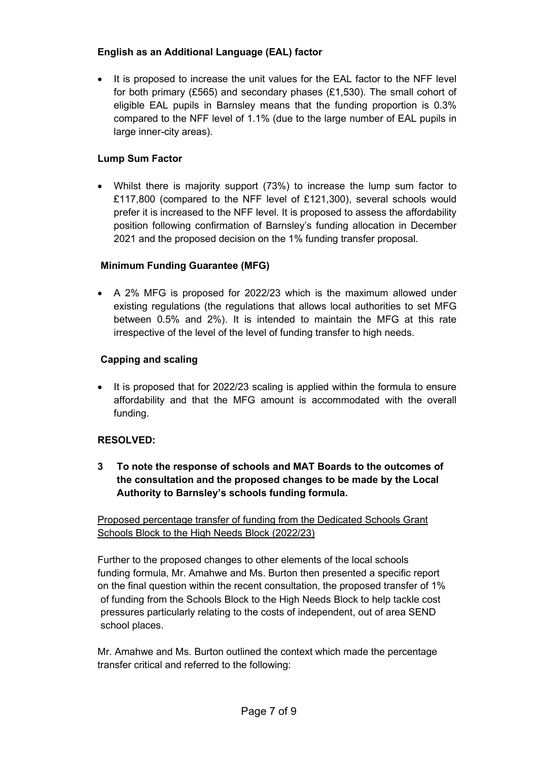**English as an Additional Language (EAL) factor**

- It is proposed to increase the unit values for the EAL factor to the NFF level for both primary (£565) and secondary phases (£1,530). The small cohort of eligible EAL pupils in Barnsley means that the funding proportion is 0.3% compared to the NFF level of 1.1% (due to the large number of EAL pupils in large inner-city areas).

**Lump Sum Factor**

- Whilst there is majority support (73%) to increase the lump sum factor to £117,800 (compared to the NFF level of £121,300), several schools would prefer it is increased to the NFF level. It is proposed to assess the affordability position following confirmation of Barnsley's funding allocation in December 2021 and the proposed decision on the 1% funding transfer proposal.

**Minimum Funding Guarantee (MFG)**

- A 2% MFG is proposed for 2022/23 which is the maximum allowed under existing regulations (the regulations that allows local authorities to set MFG between 0.5% and 2%). It is intended to maintain the MFG at this rate irrespective of the level of the level of funding transfer to high needs.

**Capping and scaling**

- It is proposed that for 2022/23 scaling is applied within the formula to ensure affordability and that the MFG amount is accommodated with the overall funding.

**RESOLVED:**

**3 To note the response of schools and MAT Boards to the outcomes of the consultation and the proposed changes to be made by the Local Authority to Barnsley's schools funding formula.**

<u>Proposed percentage transfer of funding from the Dedicated Schools Grant Schools Block to the High Needs Block (2022/23)</u>

Further to the proposed changes to other elements of the local schools funding formula, Mr. Amahwe and Ms. Burton then presented a specific report on the final question within the recent consultation, the proposed transfer of 1% of funding from the Schools Block to the High Needs Block to help tackle cost pressures particularly relating to the costs of independent, out of area SEND school places.

Mr. Amahwe and Ms. Burton outlined the context which made the percentage transfer critical and referred to the following: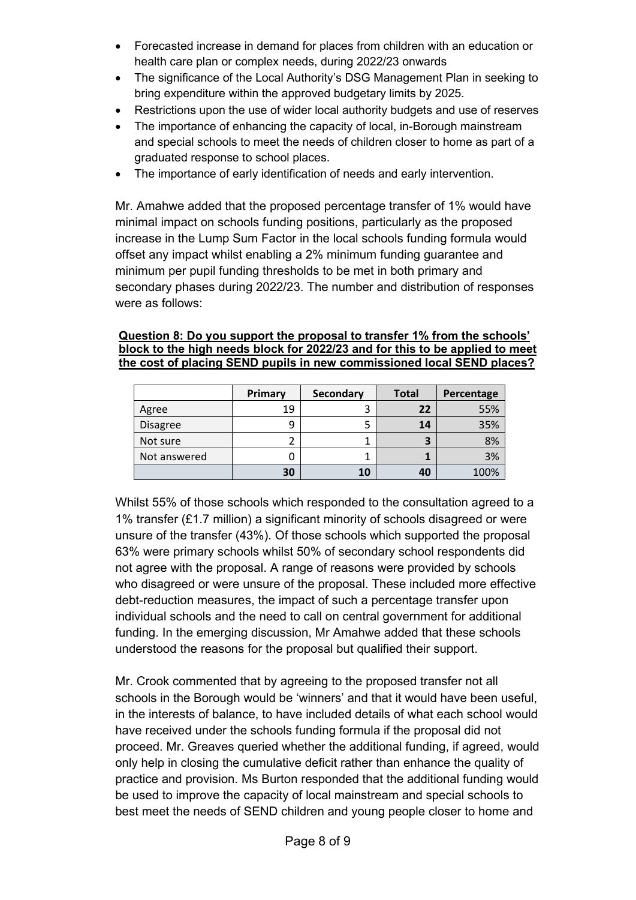- Forecasted increase in demand for places from children with an education or health care plan or complex needs, during 2022/23 onwards
- The significance of the Local Authority's DSG Management Plan in seeking to bring expenditure within the approved budgetary limits by 2025.
- Restrictions upon the use of wider local authority budgets and use of reserves
- The importance of enhancing the capacity of local, in-Borough mainstream and special schools to meet the needs of children closer to home as part of a graduated response to school places.
- The importance of early identification of needs and early intervention.

Mr. Amahwe added that the proposed percentage transfer of 1% would have minimal impact on schools funding positions, particularly as the proposed increase in the Lump Sum Factor in the local schools funding formula would offset any impact whilst enabling a 2% minimum funding guarantee and minimum per pupil funding thresholds to be met in both primary and secondary phases during 2022/23. The number and distribution of responses were as follows:

**Question 8: Do you support the proposal to transfer 1% from the schools' block to the high needs block for 2022/23 and for this to be applied to meet the cost of placing SEND pupils in new commissioned local SEND places?**

| | Primary | Secondary | Total | Percentage |
|---|---|---|---|---|
| Agree | 19 | 3 | **22** | 55% |
| Disagree | 9 | 5 | **14** | 35% |
| Not sure | 2 | 1 | **3** | 8% |
| Not answered | 0 | 1 | **1** | 3% |
| | **30** | **10** | **40** | 100% |

Whilst 55% of those schools which responded to the consultation agreed to a 1% transfer (£1.7 million) a significant minority of schools disagreed or were unsure of the transfer (43%). Of those schools which supported the proposal 63% were primary schools whilst 50% of secondary school respondents did not agree with the proposal. A range of reasons were provided by schools who disagreed or were unsure of the proposal. These included more effective debt-reduction measures, the impact of such a percentage transfer upon individual schools and the need to call on central government for additional funding. In the emerging discussion, Mr Amahwe added that these schools understood the reasons for the proposal but qualified their support.

Mr. Crook commented that by agreeing to the proposed transfer not all schools in the Borough would be 'winners' and that it would have been useful, in the interests of balance, to have included details of what each school would have received under the schools funding formula if the proposal did not proceed. Mr. Greaves queried whether the additional funding, if agreed, would only help in closing the cumulative deficit rather than enhance the quality of practice and provision. Ms Burton responded that the additional funding would be used to improve the capacity of local mainstream and special schools to best meet the needs of SEND children and young people closer to home and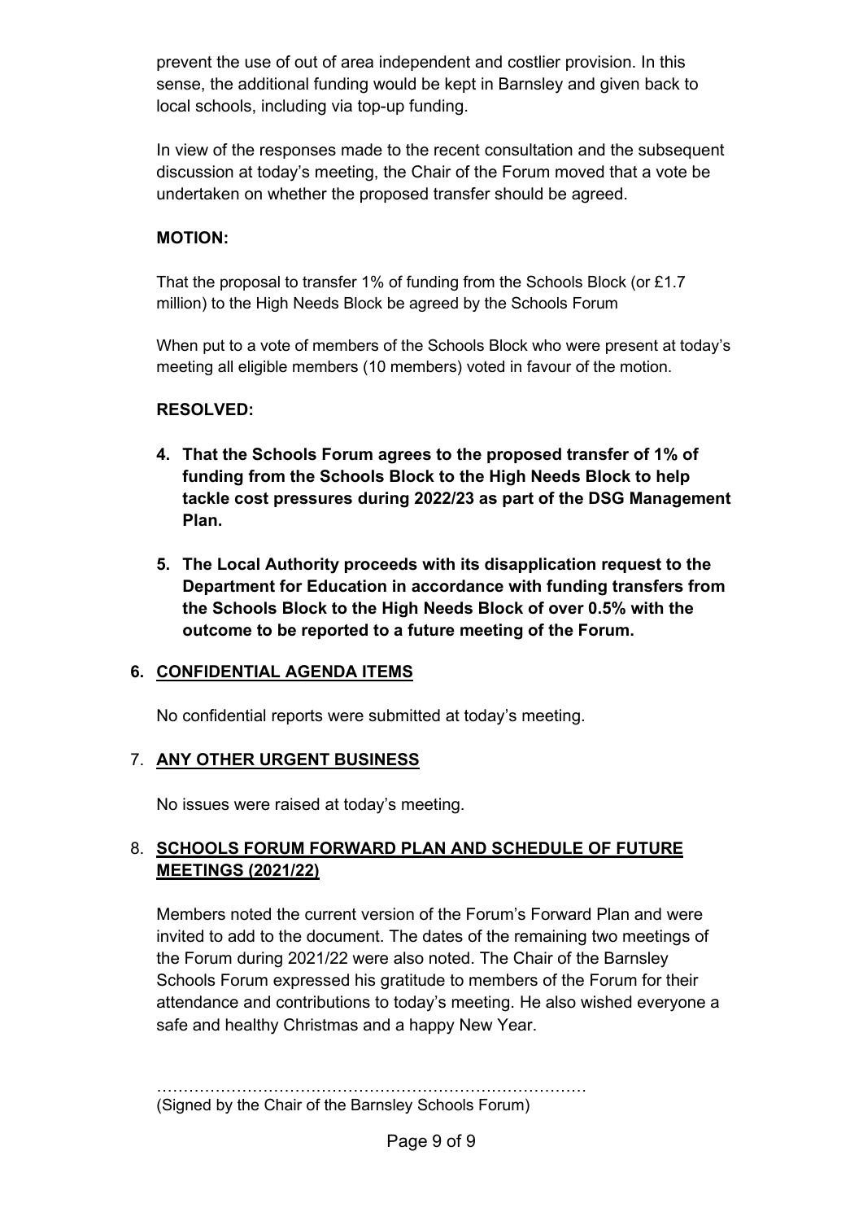prevent the use of out of area independent and costlier provision. In this sense, the additional funding would be kept in Barnsley and given back to local schools, including via top-up funding.

In view of the responses made to the recent consultation and the subsequent discussion at today's meeting, the Chair of the Forum moved that a vote be undertaken on whether the proposed transfer should be agreed.

**MOTION:**

That the proposal to transfer 1% of funding from the Schools Block (or £1.7 million) to the High Needs Block be agreed by the Schools Forum

When put to a vote of members of the Schools Block who were present at today's meeting all eligible members (10 members) voted in favour of the motion.

**RESOLVED:**

4. **That the Schools Forum agrees to the proposed transfer of 1% of funding from the Schools Block to the High Needs Block to help tackle cost pressures during 2022/23 as part of the DSG Management Plan.**

5. **The Local Authority proceeds with its disapplication request to the Department for Education in accordance with funding transfers from the Schools Block to the High Needs Block of over 0.5% with the outcome to be reported to a future meeting of the Forum.**

## 6. CONFIDENTIAL AGENDA ITEMS

No confidential reports were submitted at today's meeting.

## 7. ANY OTHER URGENT BUSINESS

No issues were raised at today's meeting.

## 8. SCHOOLS FORUM FORWARD PLAN AND SCHEDULE OF FUTURE MEETINGS (2021/22)

Members noted the current version of the Forum's Forward Plan and were invited to add to the document. The dates of the remaining two meetings of the Forum during 2021/22 were also noted. The Chair of the Barnsley Schools Forum expressed his gratitude to members of the Forum for their attendance and contributions to today's meeting. He also wished everyone a safe and healthy Christmas and a happy New Year.

………………………………………………………………………

(Signed by the Chair of the Barnsley Schools Forum)